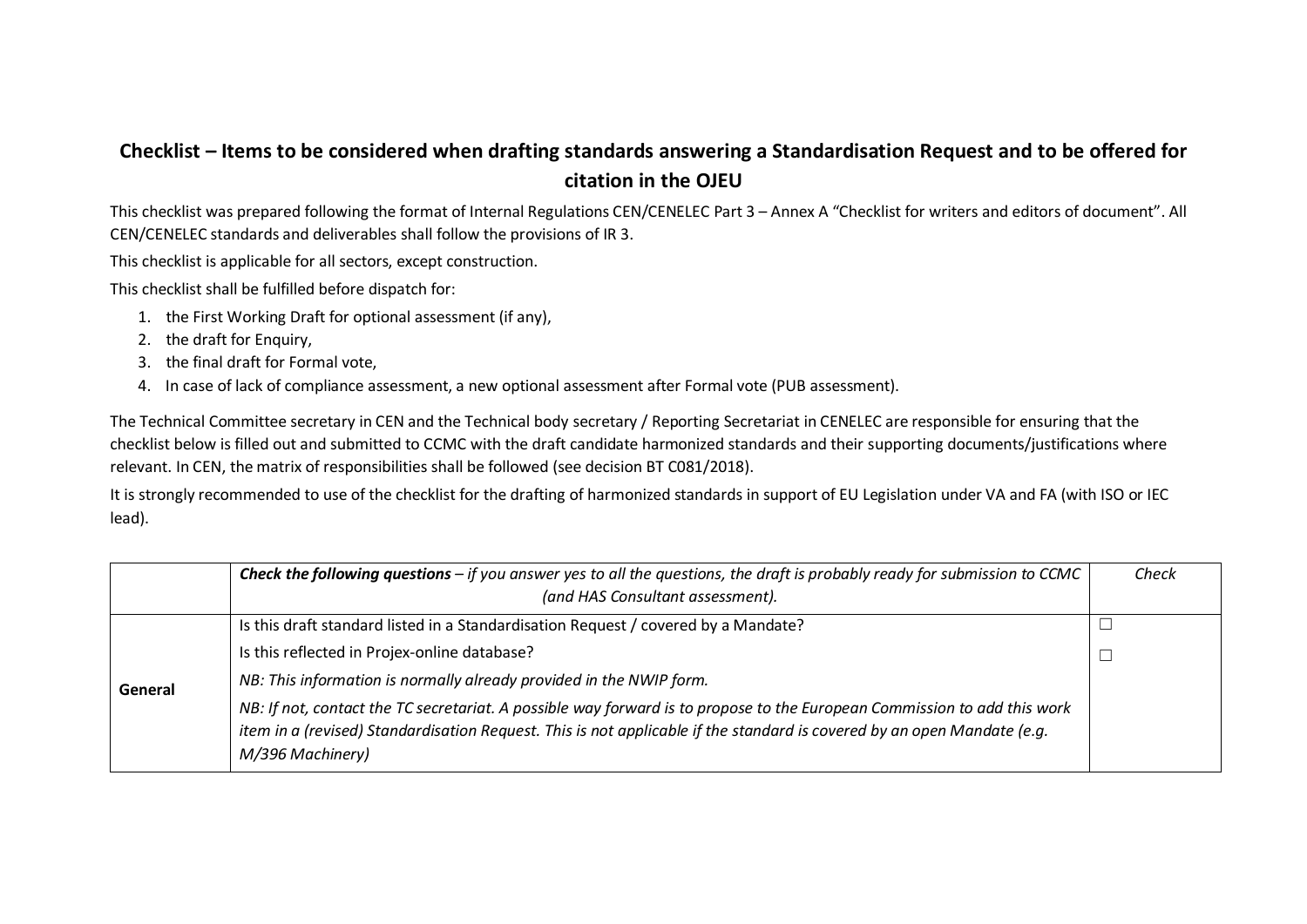# Checklist – Items to be considered when drafting standards answering a Standardisation Request and to be offered for citation in the OJEU

This checklist was prepared following the format of Internal Regulations CEN/CENELEC Part 3 – Annex A "Checklist for writers and editors of document". All CEN/CENELEC standards and deliverables shall follow the provisions of IR 3.

This checklist is applicable for all sectors, except construction.

This checklist shall be fulfilled before dispatch for:

1. the First Working Draft for optional assessment (if any),
2. the draft for Enquiry,
3. the final draft for Formal vote,
4. In case of lack of compliance assessment, a new optional assessment after Formal vote (PUB assessment).

The Technical Committee secretary in CEN and the Technical body secretary / Reporting Secretariat in CENELEC are responsible for ensuring that the checklist below is filled out and submitted to CCMC with the draft candidate harmonized standards and their supporting documents/justifications where relevant. In CEN, the matrix of responsibilities shall be followed (see decision BT C081/2018).

It is strongly recommended to use of the checklist for the drafting of harmonized standards in support of EU Legislation under VA and FA (with ISO or IEC lead).

| | ***Check the following questions*** *– if you answer yes to all the questions, the draft is probably ready for submission to CCMC (and HAS Consultant assessment).* | *Check* |
|---|---|---|
| **General** | Is this draft standard listed in a Standardisation Request / covered by a Mandate? | ☐ |
| | Is this reflected in Projex-online database? | ☐ |
| | *NB: This information is normally already provided in the NWIP form.* | |
| | *NB: If not, contact the TC secretariat. A possible way forward is to propose to the European Commission to add this work item in a (revised) Standardisation Request. This is not applicable if the standard is covered by an open Mandate (e.g. M/396 Machinery)* | |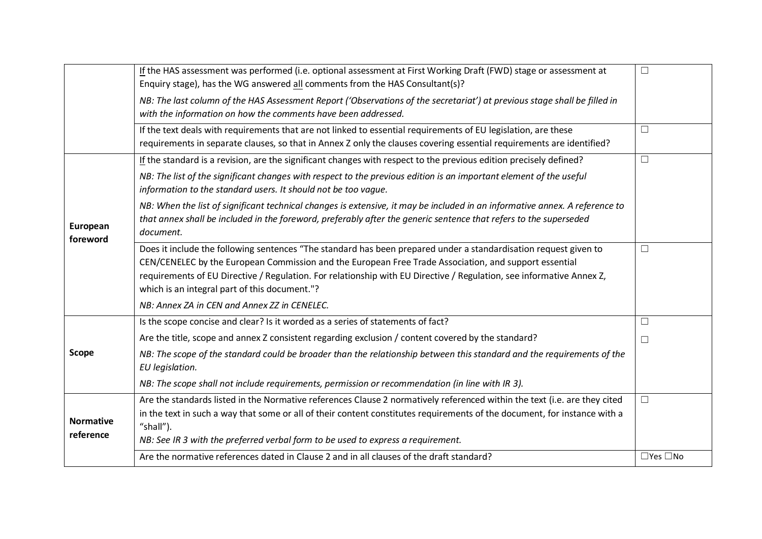| | | |
|---|---|---|
| | <u>If</u> the HAS assessment was performed (i.e. optional assessment at First Working Draft (FWD) stage or assessment at Enquiry stage), has the WG answered <u>all</u> comments from the HAS Consultant(s)?<br><br>*NB: The last column of the HAS Assessment Report ('Observations of the secretariat') at previous stage shall be filled in with the information on how the comments have been addressed.* | ☐ |
| | If the text deals with requirements that are not linked to essential requirements of EU legislation, are these requirements in separate clauses, so that in Annex Z only the clauses covering essential requirements are identified? | ☐ |
| **European foreword** | <u>If</u> the standard is a revision, are the significant changes with respect to the previous edition precisely defined?<br><br>*NB: The list of the significant changes with respect to the previous edition is an important element of the useful information to the standard users. It should not be too vague.*<br><br>*NB: When the list of significant technical changes is extensive, it may be included in an informative annex. A reference to that annex shall be included in the foreword, preferably after the generic sentence that refers to the superseded document.* | ☐ |
| | Does it include the following sentences "The standard has been prepared under a standardisation request given to CEN/CENELEC by the European Commission and the European Free Trade Association, and support essential requirements of EU Directive / Regulation. For relationship with EU Directive / Regulation, see informative Annex Z, which is an integral part of this document."?<br><br>*NB: Annex ZA in CEN and Annex ZZ in CENELEC.* | ☐ |
| **Scope** | Is the scope concise and clear? Is it worded as a series of statements of fact? | ☐ |
| | Are the title, scope and annex Z consistent regarding exclusion / content covered by the standard?<br><br>*NB: The scope of the standard could be broader than the relationship between this standard and the requirements of the EU legislation.*<br><br>*NB: The scope shall not include requirements, permission or recommendation (in line with IR 3).* | ☐ |
| **Normative reference** | Are the standards listed in the Normative references Clause 2 normatively referenced within the text (i.e. are they cited in the text in such a way that some or all of their content constitutes requirements of the document, for instance with a "shall").<br>*NB: See IR 3 with the preferred verbal form to be used to express a requirement.* | ☐ |
| | Are the normative references dated in Clause 2 and in all clauses of the draft standard? | ☐Yes ☐No |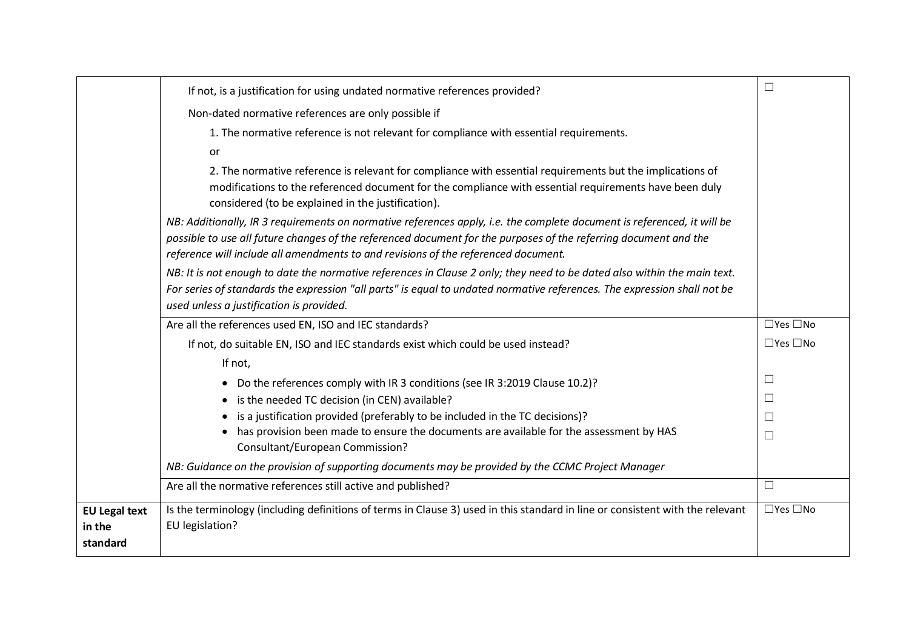| | | |
|---|---|---|
| | If not, is a justification for using undated normative references provided?<br><br>Non-dated normative references are only possible if<br><br>1. The normative reference is not relevant for compliance with essential requirements.<br><br>or<br><br>2. The normative reference is relevant for compliance with essential requirements but the implications of modifications to the referenced document for the compliance with essential requirements have been duly considered (to be explained in the justification).<br><br>*NB: Additionally, IR 3 requirements on normative references apply, i.e. the complete document is referenced, it will be possible to use all future changes of the referenced document for the purposes of the referring document and the reference will include all amendments to and revisions of the referenced document.*<br><br>*NB: It is not enough to date the normative references in Clause 2 only; they need to be dated also within the main text. For series of standards the expression "all parts" is equal to undated normative references. The expression shall not be used unless a justification is provided.* | ☐ |
| | Are all the references used EN, ISO and IEC standards? | ☐Yes ☐No |
| | If not, do suitable EN, ISO and IEC standards exist which could be used instead? | ☐Yes ☐No |
| | If not, | |
| | • Do the references comply with IR 3 conditions (see IR 3:2019 Clause 10.2)? | ☐ |
| | • is the needed TC decision (in CEN) available? | ☐ |
| | • is a justification provided (preferably to be included in the TC decisions)? | ☐ |
| | • has provision been made to ensure the documents are available for the assessment by HAS Consultant/European Commission? | ☐ |
| | *NB: Guidance on the provision of supporting documents may be provided by the CCMC Project Manager* | |
| | Are all the normative references still active and published? | ☐ |
| **EU Legal text in the standard** | Is the terminology (including definitions of terms in Clause 3) used in this standard in line or consistent with the relevant EU legislation? | ☐Yes ☐No |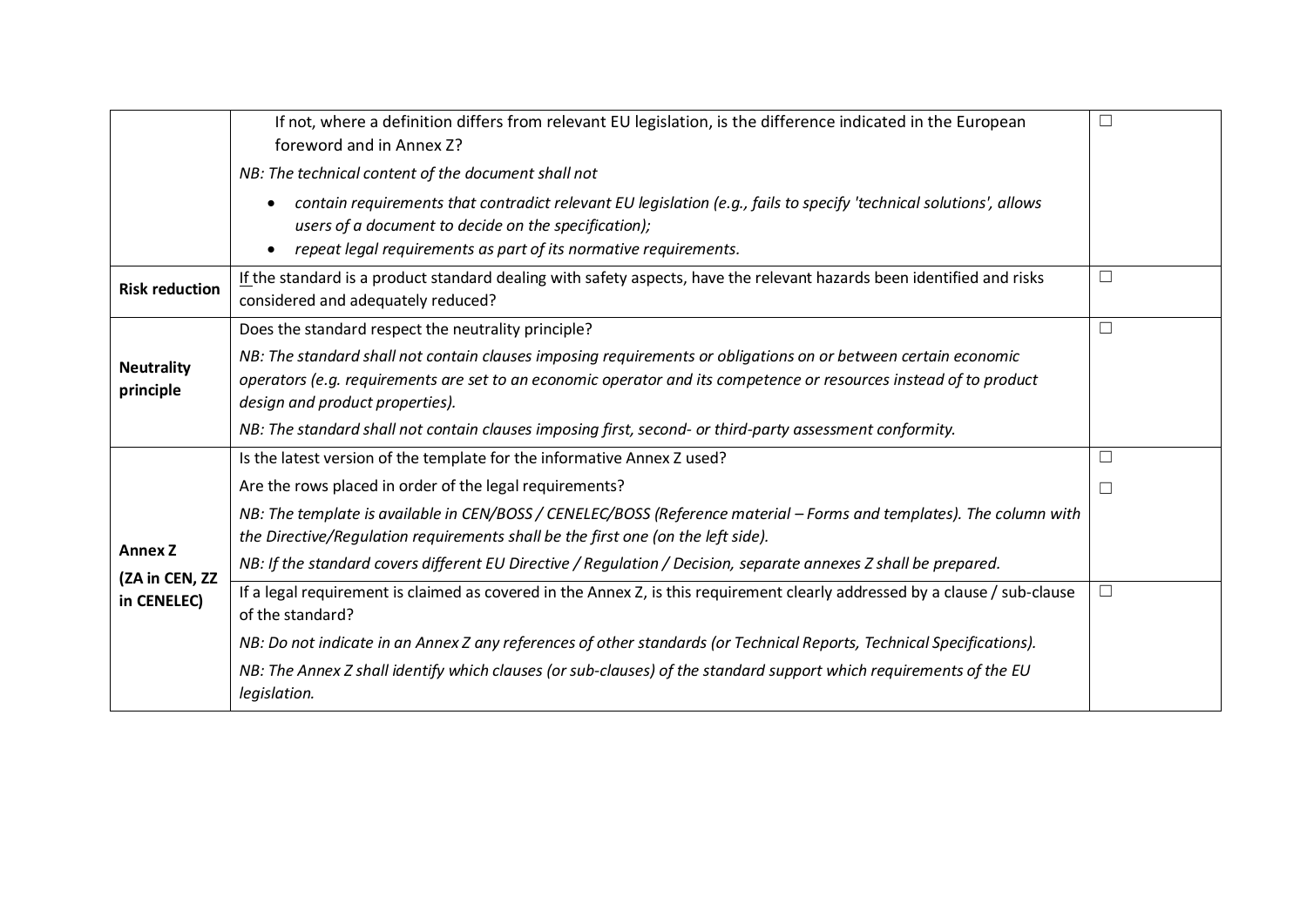| | | |
|---|---|---|
| | If not, where a definition differs from relevant EU legislation, is the difference indicated in the European foreword and in Annex Z?<br>*NB: The technical content of the document shall not*<br>• *contain requirements that contradict relevant EU legislation (e.g., fails to specify 'technical solutions', allows users of a document to decide on the specification);*<br>• *repeat legal requirements as part of its normative requirements.* | ☐ |
| **Risk reduction** | If the standard is a product standard dealing with safety aspects, have the relevant hazards been identified and risks considered and adequately reduced? | ☐ |
| **Neutrality principle** | Does the standard respect the neutrality principle?<br>*NB: The standard shall not contain clauses imposing requirements or obligations on or between certain economic operators (e.g. requirements are set to an economic operator and its competence or resources instead of to product design and product properties).*<br>*NB: The standard shall not contain clauses imposing first, second- or third-party assessment conformity.* | ☐ |
| **Annex Z (ZA in CEN, ZZ in CENELEC)** | Is the latest version of the template for the informative Annex Z used?<br>Are the rows placed in order of the legal requirements?<br>*NB: The template is available in CEN/BOSS / CENELEC/BOSS (Reference material – Forms and templates). The column with the Directive/Regulation requirements shall be the first one (on the left side).*<br>*NB: If the standard covers different EU Directive / Regulation / Decision, separate annexes Z shall be prepared.* | ☐<br>☐ |
| | If a legal requirement is claimed as covered in the Annex Z, is this requirement clearly addressed by a clause / sub-clause of the standard?<br>*NB: Do not indicate in an Annex Z any references of other standards (or Technical Reports, Technical Specifications).*<br>*NB: The Annex Z shall identify which clauses (or sub-clauses) of the standard support which requirements of the EU legislation.* | ☐ |